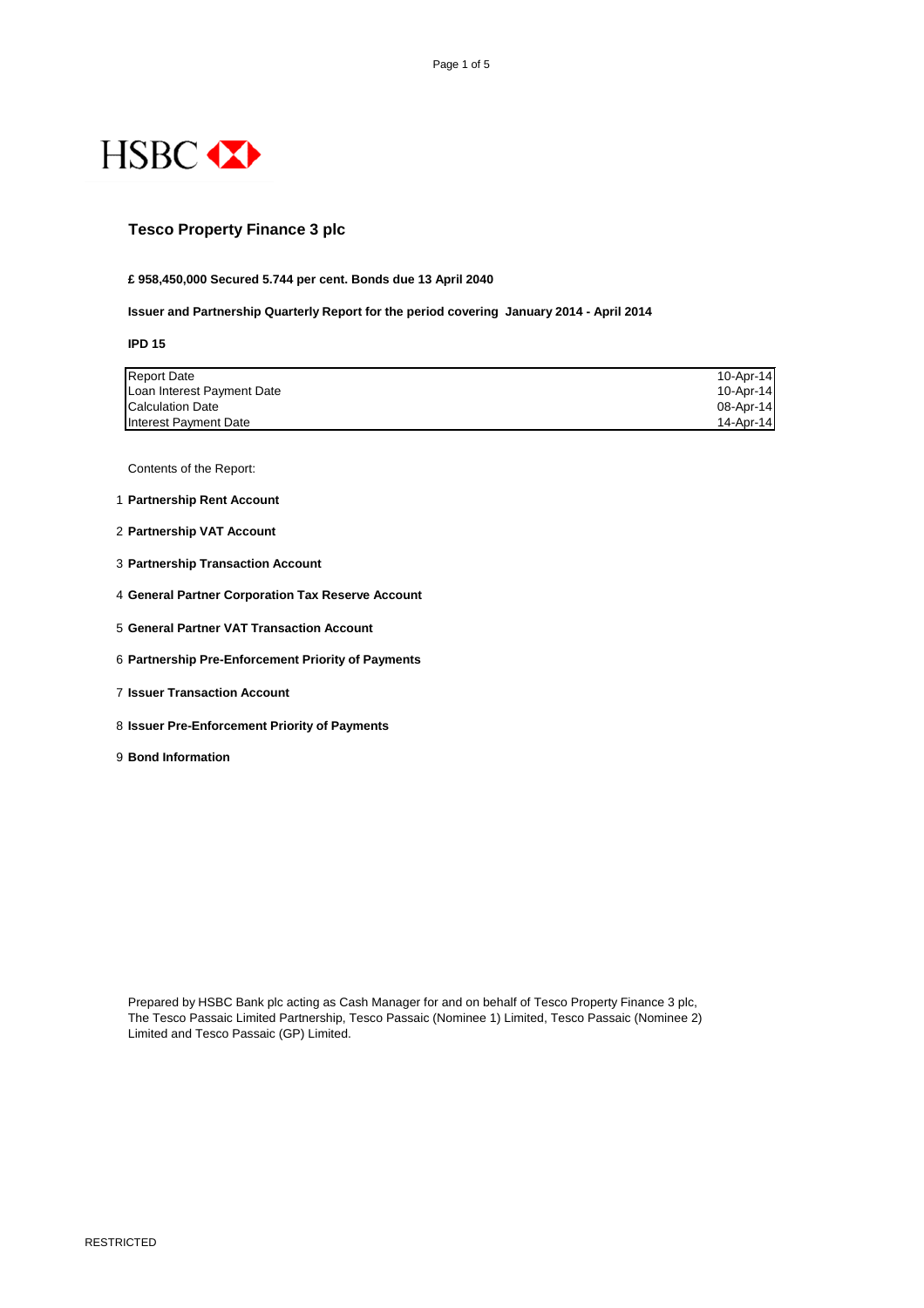HSBC

# Tesco Property Finance 3 plc

**£ 958,450,000 Secured 5.744 per cent. Bonds due 13 April 2040**

**Issuer and Partnership Quarterly Report for the period covering January 2014 - April 2014**

**IPD 15**

| | |
|---|---|
| Report Date | 10-Apr-14 |
| Loan Interest Payment Date | 10-Apr-14 |
| Calculation Date | 08-Apr-14 |
| Interest Payment Date | 14-Apr-14 |

Contents of the Report:

1. **Partnership Rent Account**
2. **Partnership VAT Account**
3. **Partnership Transaction Account**
4. **General Partner Corporation Tax Reserve Account**
5. **General Partner VAT Transaction Account**
6. **Partnership Pre-Enforcement Priority of Payments**
7. **Issuer Transaction Account**
8. **Issuer Pre-Enforcement Priority of Payments**
9. **Bond Information**

Prepared by HSBC Bank plc acting as Cash Manager for and on behalf of Tesco Property Finance 3 plc, The Tesco Passaic Limited Partnership, Tesco Passaic (Nominee 1) Limited, Tesco Passaic (Nominee 2) Limited and Tesco Passaic (GP) Limited.

RESTRICTED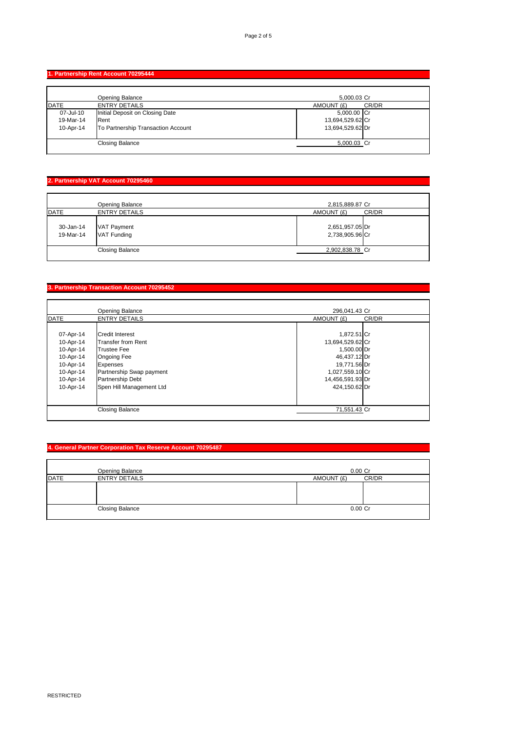## 1. Partnership Rent Account 70295444

| DATE | ENTRY DETAILS | AMOUNT (£) | CR/DR |
|---|---|---|---|
| | Opening Balance | 5,000.03 | Cr |
| 07-Jul-10 | Initial Deposit on Closing Date | 5,000.00 | Cr |
| 19-Mar-14 | Rent | 13,694,529.62 | Cr |
| 10-Apr-14 | To Partnership Transaction Account | 13,694,529.62 | Dr |
| | Closing Balance | 5,000.03 | Cr |

## 2. Partnership VAT Account 70295460

| DATE | ENTRY DETAILS | AMOUNT (£) | CR/DR |
|---|---|---|---|
| | Opening Balance | 2,815,889.87 | Cr |
| 30-Jan-14 | VAT Payment | 2,651,957.05 | Dr |
| 19-Mar-14 | VAT Funding | 2,738,905.96 | Cr |
| | Closing Balance | 2,902,838.78 | Cr |

## 3. Partnership Transaction Account 70295452

| DATE | ENTRY DETAILS | AMOUNT (£) | CR/DR |
|---|---|---|---|
| | Opening Balance | 296,041.43 | Cr |
| 07-Apr-14 | Credit Interest | 1,872.51 | Cr |
| 10-Apr-14 | Transfer from Rent | 13,694,529.62 | Cr |
| 10-Apr-14 | Trustee Fee | 1,500.00 | Dr |
| 10-Apr-14 | Ongoing Fee | 46,437.12 | Dr |
| 10-Apr-14 | Expenses | 19,771.56 | Dr |
| 10-Apr-14 | Partnership Swap payment | 1,027,559.10 | Cr |
| 10-Apr-14 | Partnership Debt | 14,456,591.93 | Dr |
| 10-Apr-14 | Spen Hill Management Ltd | 424,150.62 | Dr |
| | Closing Balance | 71,551.43 | Cr |

## 4. General Partner Corporation Tax Reserve Account 70295487

| DATE | ENTRY DETAILS | AMOUNT (£) | CR/DR |
|---|---|---|---|
| | Opening Balance | 0.00 | Cr |
| | | | |
| | Closing Balance | 0.00 | Cr |

RESTRICTED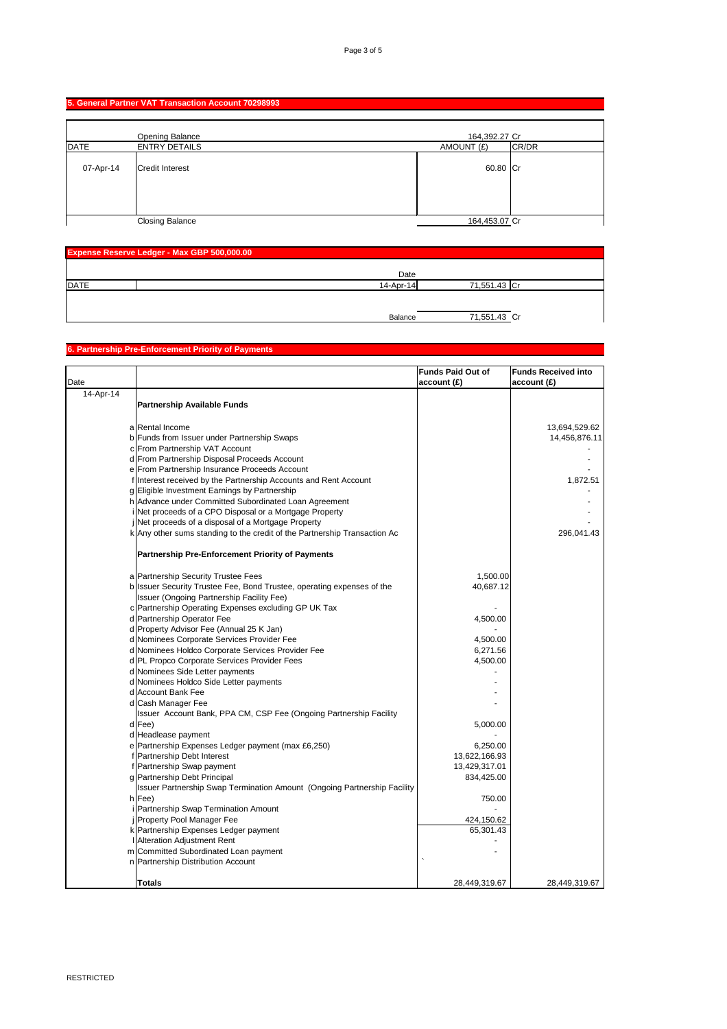## 5. General Partner VAT Transaction Account 70298993

| DATE | ENTRY DETAILS | AMOUNT (£) | CR/DR |
|---|---|---|---|
| | Opening Balance | 164,392.27 | Cr |
| 07-Apr-14 | Credit Interest | 60.80 | Cr |
| | Closing Balance | 164,453.07 | Cr |

## Expense Reserve Ledger - Max GBP 500,000.00

| DATE | | Date | | |
|---|---|---|---|---|
| | | 14-Apr-14 | 71,551.43 | Cr |
| | | Balance | 71,551.43 | Cr |

## 6. Partnership Pre-Enforcement Priority of Payments

| Date | | | Funds Paid Out of account (£) | Funds Received into account (£) |
|---|---|---|---|---|
| 14-Apr-14 | | **Partnership Available Funds** | | |
| | a | Rental Income | | 13,694,529.62 |
| | b | Funds from Issuer under Partnership Swaps | | 14,456,876.11 |
| | c | From Partnership VAT Account | | - |
| | d | From Partnership Disposal Proceeds Account | | - |
| | e | From Partnership Insurance Proceeds Account | | - |
| | f | Interest received by the Partnership Accounts and Rent Account | | 1,872.51 |
| | g | Eligible Investment Earnings by Partnership | | - |
| | h | Advance under Committed Subordinated Loan Agreement | | - |
| | i | Net proceeds of a CPO Disposal or a Mortgage Property | | - |
| | j | Net proceeds of a disposal of a Mortgage Property | | - |
| | k | Any other sums standing to the credit of the Partnership Transaction Ac | | 296,041.43 |
| | | **Partnership Pre-Enforcement Priority of Payments** | | |
| | a | Partnership Security Trustee Fees | 1,500.00 | |
| | b | Issuer Security Trustee Fee, Bond Trustee, operating expenses of the Issuer (Ongoing Partnership Facility Fee) | 40,687.12 | |
| | c | Partnership Operating Expenses excluding GP UK Tax | - | |
| | d | Partnership Operator Fee | 4,500.00 | |
| | d | Property Advisor Fee (Annual 25 K Jan) | - | |
| | d | Nominees Corporate Services Provider Fee | 4,500.00 | |
| | d | Nominees Holdco Corporate Services Provider Fee | 6,271.56 | |
| | d | PL Propco Corporate Services Provider Fees | 4,500.00 | |
| | d | Nominees Side Letter payments | - | |
| | d | Nominees Holdco Side Letter payments | - | |
| | d | Account Bank Fee | - | |
| | d | Cash Manager Fee | - | |
| | d | Issuer Account Bank, PPA CM, CSP Fee (Ongoing Partnership Facility Fee) | 5,000.00 | |
| | d | Headlease payment | - | |
| | e | Partnership Expenses Ledger payment (max £6,250) | 6,250.00 | |
| | f | Partnership Debt Interest | 13,622,166.93 | |
| | f | Partnership Swap payment | 13,429,317.01 | |
| | g | Partnership Debt Principal | 834,425.00 | |
| | h | Issuer Partnership Swap Termination Amount (Ongoing Partnership Facility Fee) | 750.00 | |
| | i | Partnership Swap Termination Amount | - | |
| | j | Property Pool Manager Fee | 424,150.62 | |
| | k | Partnership Expenses Ledger payment | 65,301.43 | |
| | l | Alteration Adjustment Rent | - | |
| | m | Committed Subordinated Loan payment | - | |
| | n | Partnership Distribution Account | ` | |
| | | **Totals** | 28,449,319.67 | 28,449,319.67 |

RESTRICTED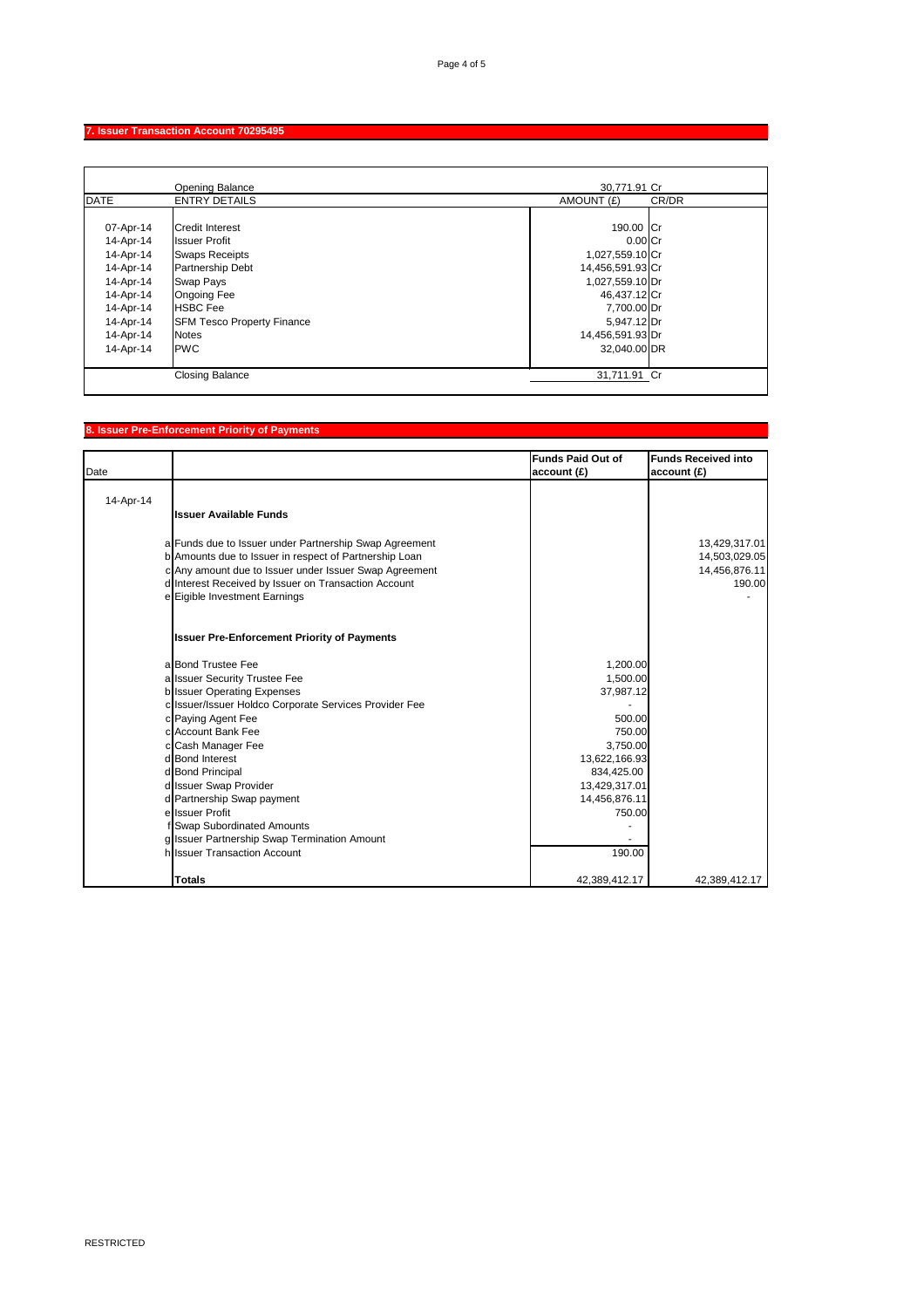## 7. Issuer Transaction Account 70295495

| DATE | ENTRY DETAILS | AMOUNT (£) | CR/DR |
|---|---|---|---|
| | Opening Balance | 30,771.91 | Cr |
| 07-Apr-14 | Credit Interest | 190.00 | Cr |
| 14-Apr-14 | Issuer Profit | 0.00 | Cr |
| 14-Apr-14 | Swaps Receipts | 1,027,559.10 | Cr |
| 14-Apr-14 | Partnership Debt | 14,456,591.93 | Cr |
| 14-Apr-14 | Swap Pays | 1,027,559.10 | Dr |
| 14-Apr-14 | Ongoing Fee | 46,437.12 | Cr |
| 14-Apr-14 | HSBC Fee | 7,700.00 | Dr |
| 14-Apr-14 | SFM Tesco Property Finance | 5,947.12 | Dr |
| 14-Apr-14 | Notes | 14,456,591.93 | Dr |
| 14-Apr-14 | PWC | 32,040.00 | DR |
| | Closing Balance | 31,711.91 | Cr |

## 8. Issuer Pre-Enforcement Priority of Payments

| Date | | | Funds Paid Out of account (£) | Funds Received into account (£) |
|---|---|---|---|---|
| 14-Apr-14 | | **Issuer Available Funds** | | |
| | a | Funds due to Issuer under Partnership Swap Agreement | | 13,429,317.01 |
| | b | Amounts due to Issuer in respect of Partnership Loan | | 14,503,029.05 |
| | c | Any amount due to Issuer under Issuer Swap Agreement | | 14,456,876.11 |
| | d | Interest Received by Issuer on Transaction Account | | 190.00 |
| | e | Eigible Investment Earnings | | - |
| | | **Issuer Pre-Enforcement Priority of Payments** | | |
| | a | Bond Trustee Fee | 1,200.00 | |
| | a | Issuer Security Trustee Fee | 1,500.00 | |
| | b | Issuer Operating Expenses | 37,987.12 | |
| | c | Issuer/Issuer Holdco Corporate Services Provider Fee | - | |
| | c | Paying Agent Fee | 500.00 | |
| | c | Account Bank Fee | 750.00 | |
| | c | Cash Manager Fee | 3,750.00 | |
| | d | Bond Interest | 13,622,166.93 | |
| | d | Bond Principal | 834,425.00 | |
| | d | Issuer Swap Provider | 13,429,317.01 | |
| | d | Partnership Swap payment | 14,456,876.11 | |
| | e | Issuer Profit | 750.00 | |
| | f | Swap Subordinated Amounts | - | |
| | g | Issuer Partnership Swap Termination Amount | - | |
| | h | Issuer Transaction Account | 190.00 | |
| | | **Totals** | 42,389,412.17 | 42,389,412.17 |

RESTRICTED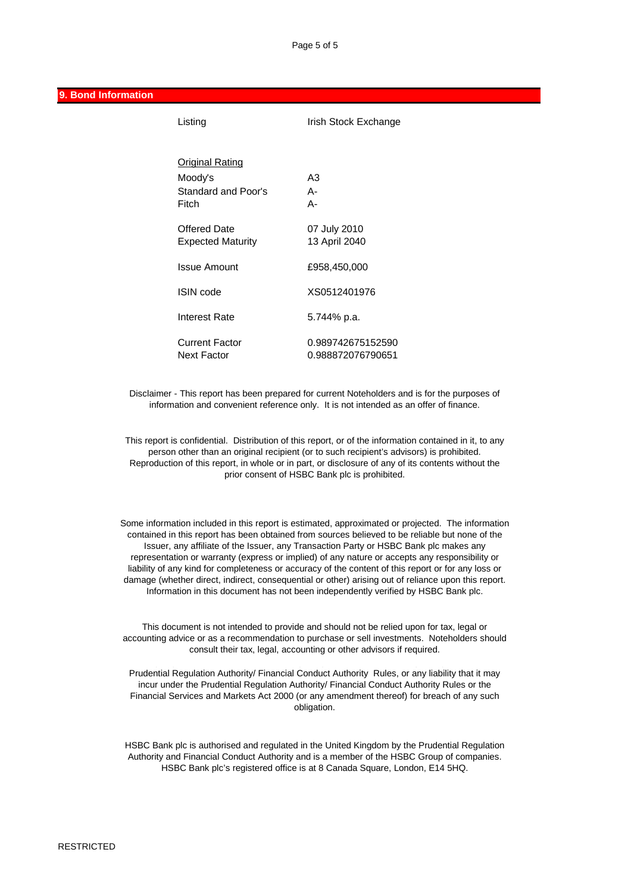## 9. Bond Information

| | |
|---|---|
| Listing | Irish Stock Exchange |
| <u>Original Rating</u> | |
| Moody's | A3 |
| Standard and Poor's | A- |
| Fitch | A- |
| Offered Date | 07 July 2010 |
| Expected Maturity | 13 April 2040 |
| Issue Amount | £958,450,000 |
| ISIN code | XS0512401976 |
| Interest Rate | 5.744% p.a. |
| Current Factor | 0.989742675152590 |
| Next Factor | 0.988872076790651 |

Disclaimer - This report has been prepared for current Noteholders and is for the purposes of information and convenient reference only. It is not intended as an offer of finance.

This report is confidential. Distribution of this report, or of the information contained in it, to any person other than an original recipient (or to such recipient's advisors) is prohibited. Reproduction of this report, in whole or in part, or disclosure of any of its contents without the prior consent of HSBC Bank plc is prohibited.

Some information included in this report is estimated, approximated or projected. The information contained in this report has been obtained from sources believed to be reliable but none of the Issuer, any affiliate of the Issuer, any Transaction Party or HSBC Bank plc makes any representation or warranty (express or implied) of any nature or accepts any responsibility or liability of any kind for completeness or accuracy of the content of this report or for any loss or damage (whether direct, indirect, consequential or other) arising out of reliance upon this report. Information in this document has not been independently verified by HSBC Bank plc.

This document is not intended to provide and should not be relied upon for tax, legal or accounting advice or as a recommendation to purchase or sell investments. Noteholders should consult their tax, legal, accounting or other advisors if required.

Prudential Regulation Authority/ Financial Conduct Authority Rules, or any liability that it may incur under the Prudential Regulation Authority/ Financial Conduct Authority Rules or the Financial Services and Markets Act 2000 (or any amendment thereof) for breach of any such obligation.

HSBC Bank plc is authorised and regulated in the United Kingdom by the Prudential Regulation Authority and Financial Conduct Authority and is a member of the HSBC Group of companies. HSBC Bank plc's registered office is at 8 Canada Square, London, E14 5HQ.

RESTRICTED